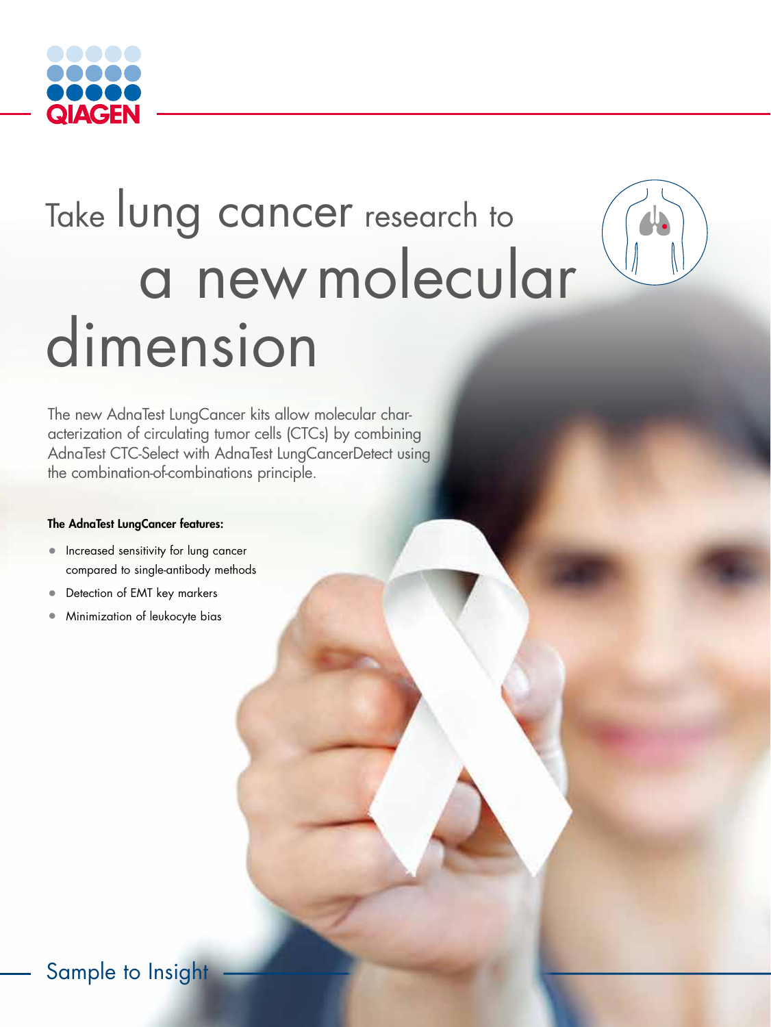QIAGEN

# Take lung cancer research to a new molecular dimension

The new AdnaTest LungCancer kits allow molecular characterization of circulating tumor cells (CTCs) by combining AdnaTest CTC-Select with AdnaTest LungCancerDetect using the combination-of-combinations principle.

**The AdnaTest LungCancer features:**

- Increased sensitivity for lung cancer compared to single-antibody methods
- Detection of EMT key markers
- Minimization of leukocyte bias

Sample to Insight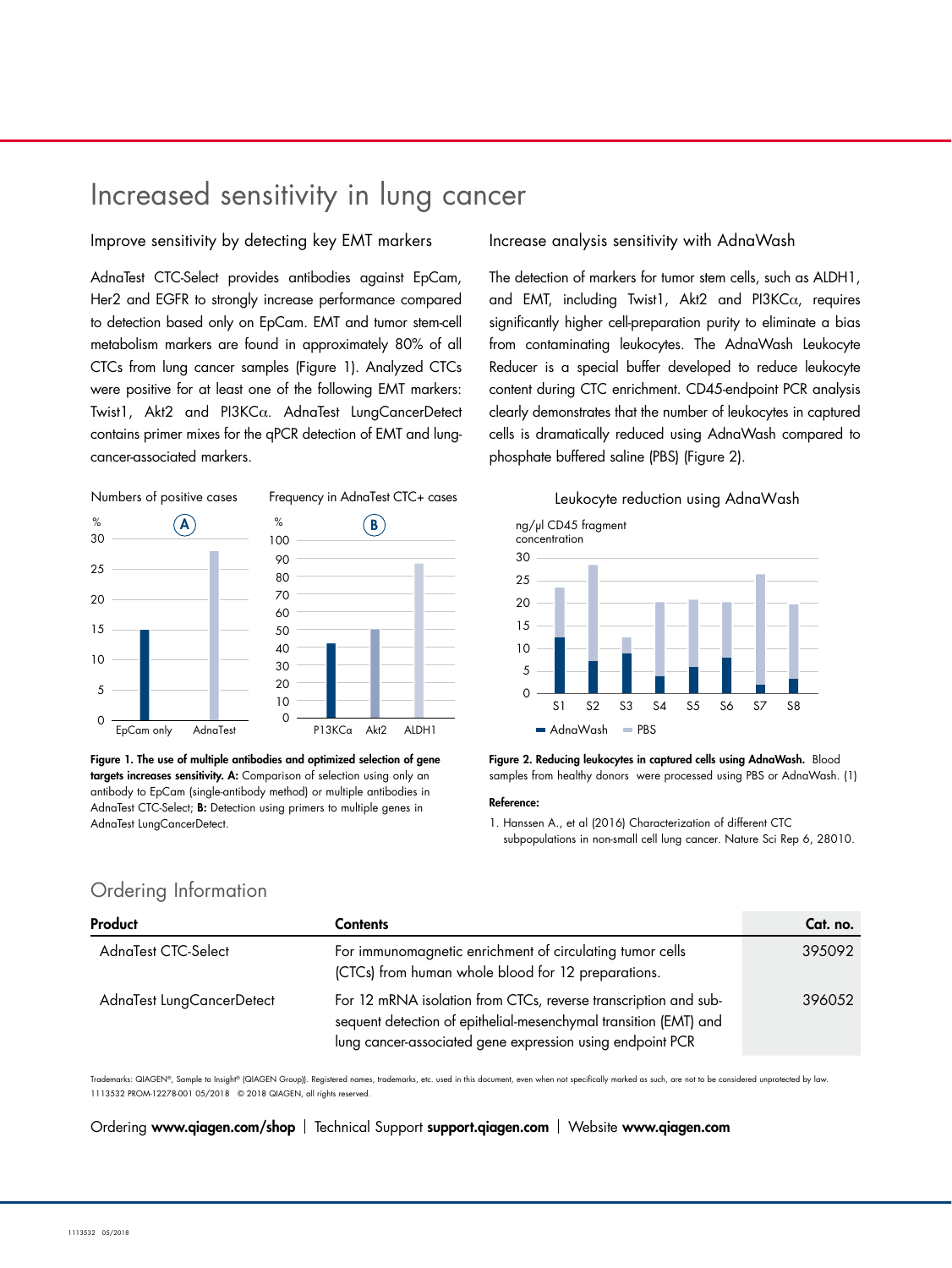# Increased sensitivity in lung cancer

## Improve sensitivity by detecting key EMT markers

AdnaTest CTC-Select provides antibodies against EpCam, Her2 and EGFR to strongly increase performance compared to detection based only on EpCam. EMT and tumor stem-cell metabolism markers are found in approximately 80% of all CTCs from lung cancer samples (Figure 1). Analyzed CTCs were positive for at least one of the following EMT markers: Twist1, Akt2 and PI3KCα. AdnaTest LungCancerDetect contains primer mixes for the qPCR detection of EMT and lung-cancer-associated markers.

Numbers of positive cases

A

%

30
25
20
15
10
5
0

EpCam only
AdnaTest

Frequency in AdnaTest CTC+ cases

B

%

100
90
80
70
60
50
40
30
20
10
0

P13KCα
Akt2
ALDH1

**Figure 1. The use of multiple antibodies and optimized selection of gene targets increases sensitivity. A:** Comparison of selection using only an antibody to EpCam (single-antibody method) or multiple antibodies in AdnaTest CTC-Select; **B:** Detection using primers to multiple genes in AdnaTest LungCancerDetect.

## Increase analysis sensitivity with AdnaWash

The detection of markers for tumor stem cells, such as ALDH1, and EMT, including Twist1, Akt2 and PI3KCα, requires significantly higher cell-preparation purity to eliminate a bias from contaminating leukocytes. The AdnaWash Leukocyte Reducer is a special buffer developed to reduce leukocyte content during CTC enrichment. CD45-endpoint PCR analysis clearly demonstrates that the number of leukocytes in captured cells is dramatically reduced using AdnaWash compared to phosphate buffered saline (PBS) (Figure 2).

Leukocyte reduction using AdnaWash

ng/µl CD45 fragment concentration

30
25
20
15
10
5
0

S1 S2 S3 S4 S5 S6 S7 S8

AdnaWash
PBS

**Figure 2. Reducing leukocytes in captured cells using AdnaWash.** Blood samples from healthy donors were processed using PBS or AdnaWash. (1)

**Reference:**

1. Hanssen A., et al (2016) Characterization of different CTC subpopulations in non-small cell lung cancer. Nature Sci Rep 6, 28010.

## Ordering Information

| Product | Contents | Cat. no. |
|---|---|---|
| AdnaTest CTC-Select | For immunomagnetic enrichment of circulating tumor cells (CTCs) from human whole blood for 12 preparations. | 395092 |
| AdnaTest LungCancerDetect | For 12 mRNA isolation from CTCs, reverse transcription and subsequent detection of epithelial-mesenchymal transition (EMT) and lung cancer-associated gene expression using endpoint PCR | 396052 |

Trademarks: QIAGEN®, Sample to Insight® (QIAGEN Group). Registered names, trademarks, etc. used in this document, even when not specifically marked as such, are not to be considered unprotected by law.
1113532 PROM-12278-001 05/2018 © 2018 QIAGEN, all rights reserved.

Ordering **www.qiagen.com/shop** | Technical Support **support.qiagen.com** | Website **www.qiagen.com**